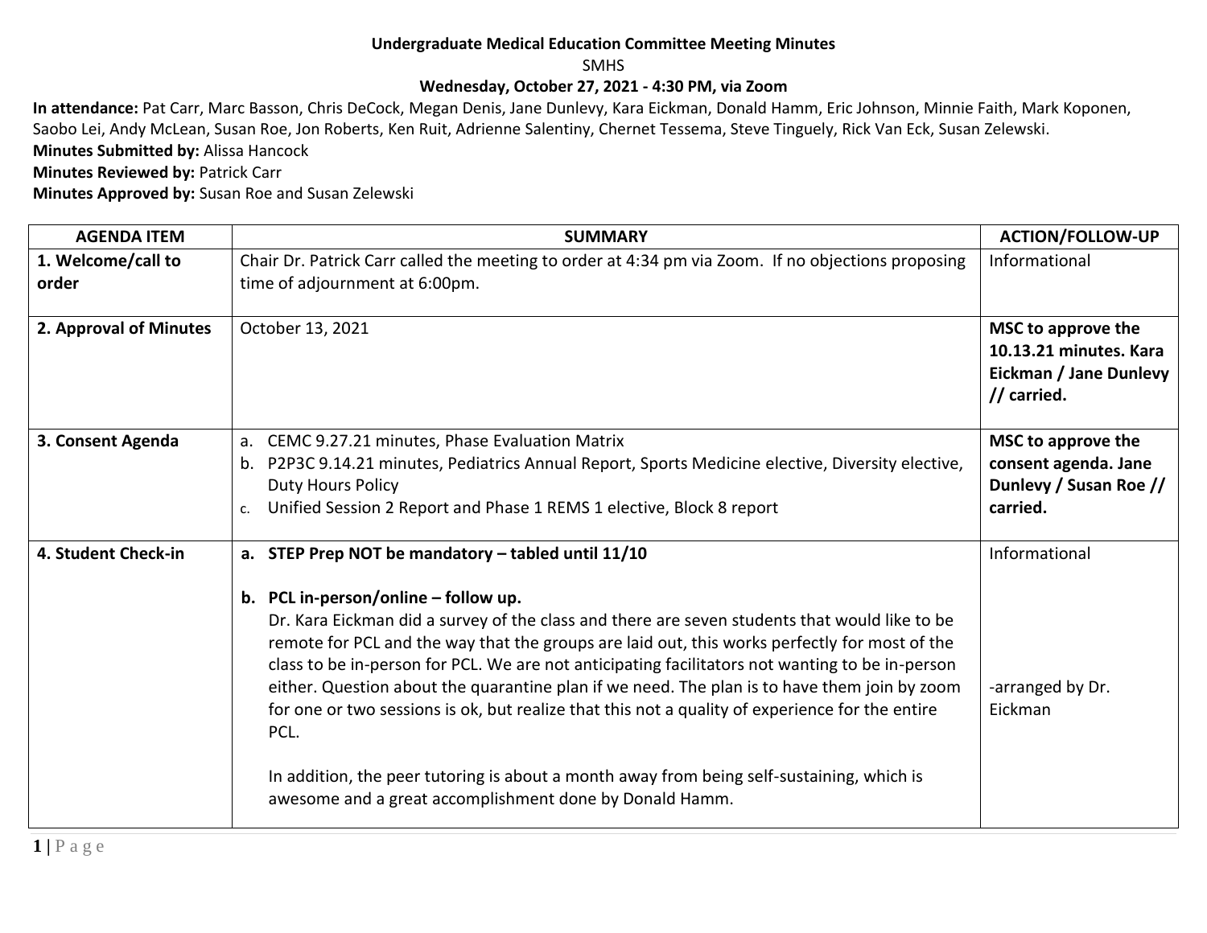**Undergraduate Medical Education Committee Meeting Minutes**

SMHS

**Wednesday, October 27, 2021 - 4:30 PM, via Zoom**

**In attendance:** Pat Carr, Marc Basson, Chris DeCock, Megan Denis, Jane Dunlevy, Kara Eickman, Donald Hamm, Eric Johnson, Minnie Faith, Mark Koponen, Saobo Lei, Andy McLean, Susan Roe, Jon Roberts, Ken Ruit, Adrienne Salentiny, Chernet Tessema, Steve Tinguely, Rick Van Eck, Susan Zelewski.

**Minutes Submitted by:** Alissa Hancock

**Minutes Reviewed by:** Patrick Carr

**Minutes Approved by:** Susan Roe and Susan Zelewski

| AGENDA ITEM | SUMMARY | ACTION/FOLLOW-UP |
|---|---|---|
| **1. Welcome/call to order** | Chair Dr. Patrick Carr called the meeting to order at 4:34 pm via Zoom. If no objections proposing time of adjournment at 6:00pm. | Informational |
| **2. Approval of Minutes** | October 13, 2021 | **MSC to approve the 10.13.21 minutes. Kara Eickman / Jane Dunlevy // carried.** |
| **3. Consent Agenda** | a. CEMC 9.27.21 minutes, Phase Evaluation Matrix<br>b. P2P3C 9.14.21 minutes, Pediatrics Annual Report, Sports Medicine elective, Diversity elective, Duty Hours Policy<br>c. Unified Session 2 Report and Phase 1 REMS 1 elective, Block 8 report | **MSC to approve the consent agenda. Jane Dunlevy / Susan Roe // carried.** |
| **4. Student Check-in** | **a. STEP Prep NOT be mandatory – tabled until 11/10**<br><br>**b. PCL in-person/online – follow up.**<br>Dr. Kara Eickman did a survey of the class and there are seven students that would like to be remote for PCL and the way that the groups are laid out, this works perfectly for most of the class to be in-person for PCL. We are not anticipating facilitators not wanting to be in-person either. Question about the quarantine plan if we need. The plan is to have them join by zoom for one or two sessions is ok, but realize that this not a quality of experience for the entire PCL.<br><br>In addition, the peer tutoring is about a month away from being self-sustaining, which is awesome and a great accomplishment done by Donald Hamm. | Informational<br><br><br><br><br>-arranged by Dr. Eickman |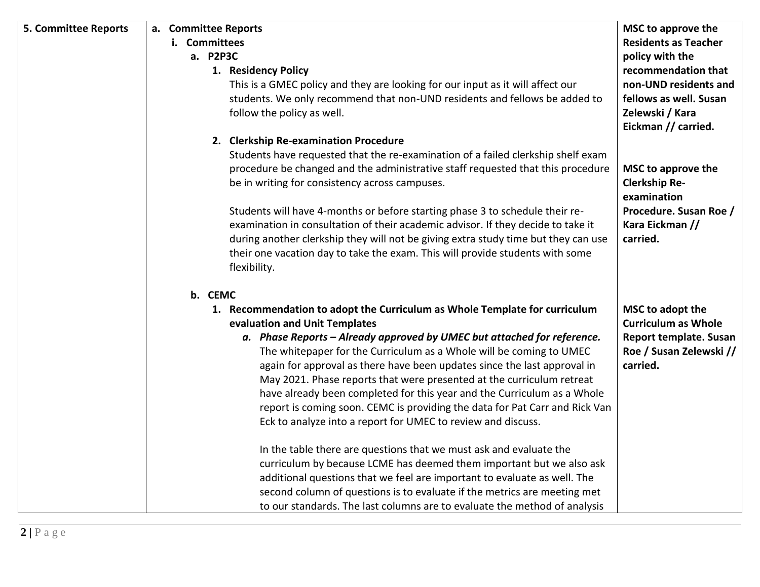| 5. Committee Reports | a. Committee Reports | |
|---|---|---|
| | **a. Committee Reports**<br>**i. Committees**<br>**a. P2P3C**<br>**1. Residency Policy**<br>This is a GMEC policy and they are looking for our input as it will affect our students. We only recommend that non-UND residents and fellows be added to follow the policy as well. | **MSC to approve the Residents as Teacher policy with the recommendation that non-UND residents and fellows as well. Susan Zelewski / Kara Eickman // carried.** |
| | **2. Clerkship Re-examination Procedure**<br>Students have requested that the re-examination of a failed clerkship shelf exam procedure be changed and the administrative staff requested that this procedure be in writing for consistency across campuses.<br><br>Students will have 4-months or before starting phase 3 to schedule their re-examination in consultation of their academic advisor. If they decide to take it during another clerkship they will not be giving extra study time but they can use their one vacation day to take the exam. This will provide students with some flexibility. | **MSC to approve the Clerkship Re-examination Procedure. Susan Roe / Kara Eickman // carried.** |
| | **b. CEMC**<br>**1. Recommendation to adopt the Curriculum as Whole Template for curriculum evaluation and Unit Templates**<br>***a. Phase Reports – Already approved by UMEC but attached for reference.***<br>The whitepaper for the Curriculum as a Whole will be coming to UMEC again for approval as there have been updates since the last approval in May 2021. Phase reports that were presented at the curriculum retreat have already been completed for this year and the Curriculum as a Whole report is coming soon. CEMC is providing the data for Pat Carr and Rick Van Eck to analyze into a report for UMEC to review and discuss.<br><br>In the table there are questions that we must ask and evaluate the curriculum by because LCME has deemed them important but we also ask additional questions that we feel are important to evaluate as well. The second column of questions is to evaluate if the metrics are meeting met to our standards. The last columns are to evaluate the method of analysis | **MSC to adopt the Curriculum as Whole Report template. Susan Roe / Susan Zelewski // carried.** |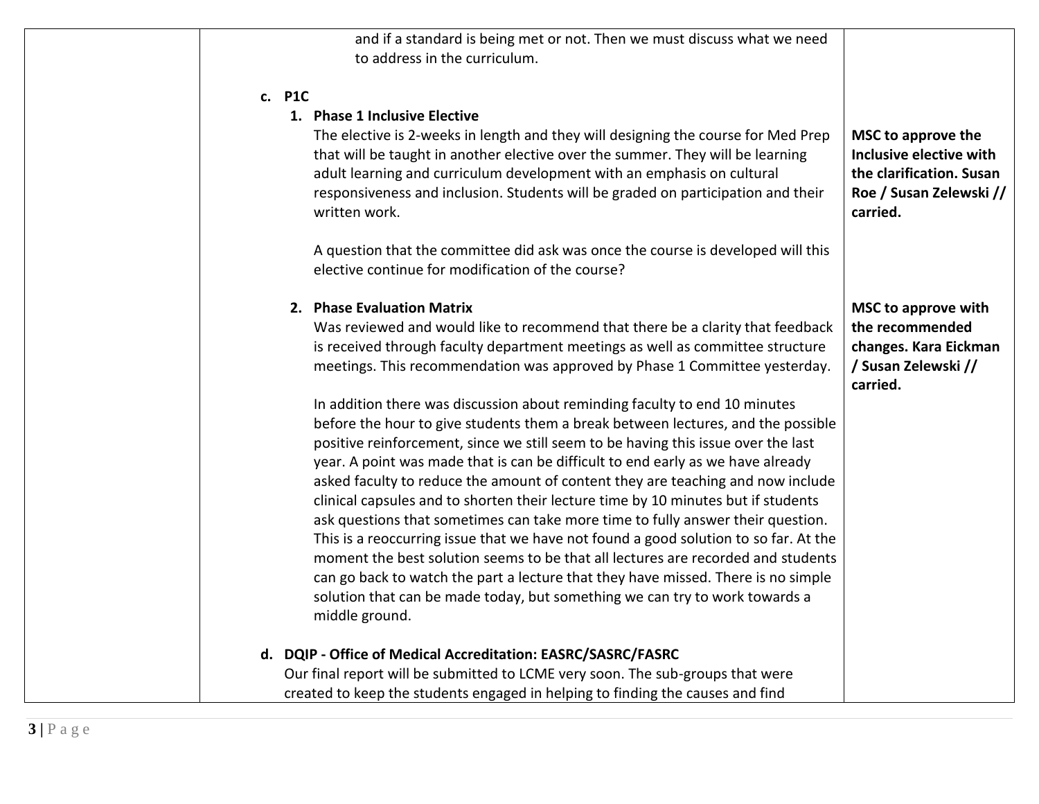| | | |
|---|---|---|
| | and if a standard is being met or not. Then we must discuss what we need to address in the curriculum.<br><br>**c. P1C**<br><br>**1. Phase 1 Inclusive Elective**<br>The elective is 2-weeks in length and they will designing the course for Med Prep that will be taught in another elective over the summer. They will be learning adult learning and curriculum development with an emphasis on cultural responsiveness and inclusion. Students will be graded on participation and their written work.<br><br>A question that the committee did ask was once the course is developed will this elective continue for modification of the course? | **MSC to approve the Inclusive elective with the clarification. Susan Roe / Susan Zelewski // carried.** |
| | **2. Phase Evaluation Matrix**<br>Was reviewed and would like to recommend that there be a clarity that feedback is received through faculty department meetings as well as committee structure meetings. This recommendation was approved by Phase 1 Committee yesterday.<br><br>In addition there was discussion about reminding faculty to end 10 minutes before the hour to give students them a break between lectures, and the possible positive reinforcement, since we still seem to be having this issue over the last year. A point was made that is can be difficult to end early as we have already asked faculty to reduce the amount of content they are teaching and now include clinical capsules and to shorten their lecture time by 10 minutes but if students ask questions that sometimes can take more time to fully answer their question. This is a reoccurring issue that we have not found a good solution to so far. At the moment the best solution seems to be that all lectures are recorded and students can go back to watch the part a lecture that they have missed. There is no simple solution that can be made today, but something we can try to work towards a middle ground.<br><br>**d. DQIP - Office of Medical Accreditation: EASRC/SASRC/FASRC**<br>Our final report will be submitted to LCME very soon. The sub-groups that were created to keep the students engaged in helping to finding the causes and find | **MSC to approve with the recommended changes. Kara Eickman / Susan Zelewski // carried.** |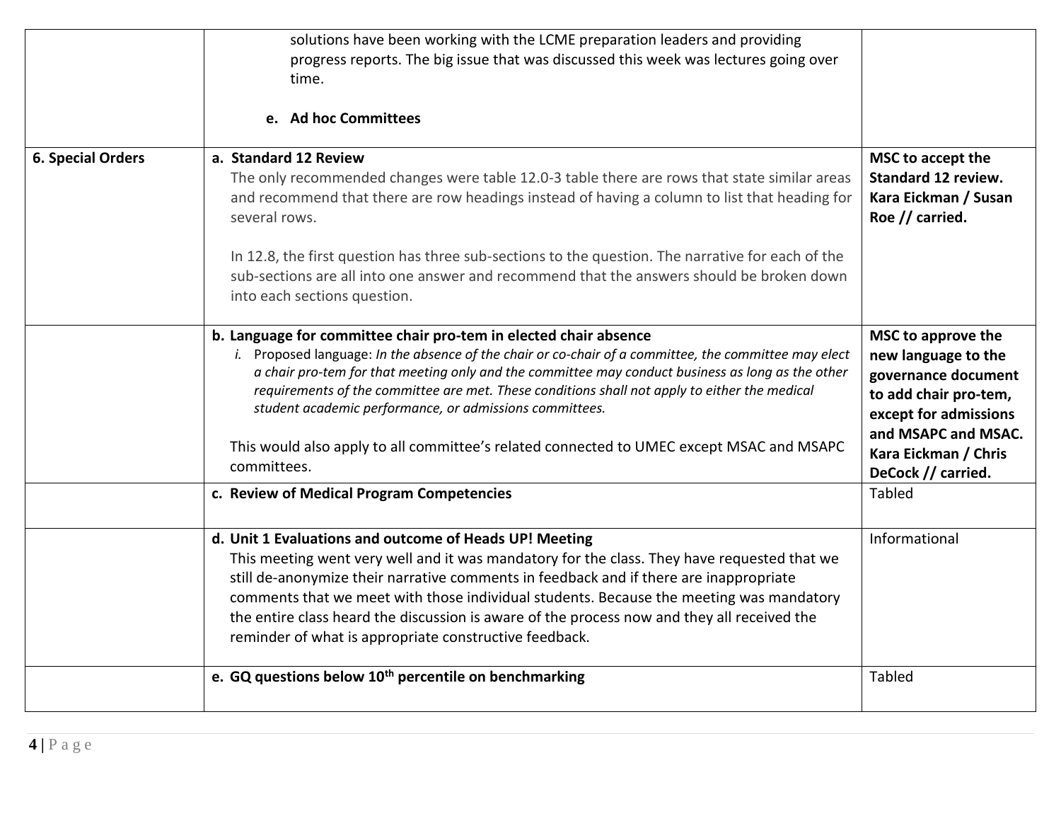| | | |
|---|---|---|
| | solutions have been working with the LCME preparation leaders and providing progress reports. The big issue that was discussed this week was lectures going over time.<br><br>**e. Ad hoc Committees** | |
| **6. Special Orders** | **a. Standard 12 Review**<br>The only recommended changes were table 12.0-3 table there are rows that state similar areas and recommend that there are row headings instead of having a column to list that heading for several rows.<br><br>In 12.8, the first question has three sub-sections to the question. The narrative for each of the sub-sections are all into one answer and recommend that the answers should be broken down into each sections question. | **MSC to accept the Standard 12 review. Kara Eickman / Susan Roe // carried.** |
| | **b. Language for committee chair pro-tem in elected chair absence**<br>i. Proposed language: *In the absence of the chair or co-chair of a committee, the committee may elect a chair pro-tem for that meeting only and the committee may conduct business as long as the other requirements of the committee are met. These conditions shall not apply to either the medical student academic performance, or admissions committees.*<br><br>This would also apply to all committee's related connected to UMEC except MSAC and MSAPC committees. | **MSC to approve the new language to the governance document to add chair pro-tem, except for admissions and MSAPC and MSAC. Kara Eickman / Chris DeCock // carried.** |
| | **c. Review of Medical Program Competencies** | Tabled |
| | **d. Unit 1 Evaluations and outcome of Heads UP! Meeting**<br>This meeting went very well and it was mandatory for the class. They have requested that we still de-anonymize their narrative comments in feedback and if there are inappropriate comments that we meet with those individual students. Because the meeting was mandatory the entire class heard the discussion is aware of the process now and they all received the reminder of what is appropriate constructive feedback. | Informational |
| | **e. GQ questions below 10th percentile on benchmarking** | Tabled |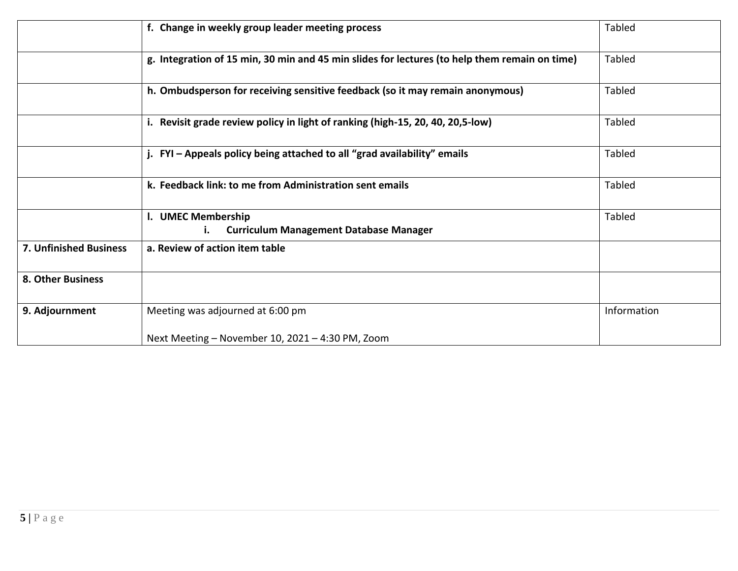| | | |
|---|---|---|
| | **f. Change in weekly group leader meeting process** | Tabled |
| | **g. Integration of 15 min, 30 min and 45 min slides for lectures (to help them remain on time)** | Tabled |
| | **h. Ombudsperson for receiving sensitive feedback (so it may remain anonymous)** | Tabled |
| | **i. Revisit grade review policy in light of ranking (high-15, 20, 40, 20,5-low)** | Tabled |
| | **j. FYI – Appeals policy being attached to all "grad availability" emails** | Tabled |
| | **k. Feedback link: to me from Administration sent emails** | Tabled |
| | **l. UMEC Membership**<br>**i. Curriculum Management Database Manager** | Tabled |
| **7. Unfinished Business** | **a. Review of action item table** | |
| **8. Other Business** | | |
| **9. Adjournment** | Meeting was adjourned at 6:00 pm<br><br>Next Meeting – November 10, 2021 – 4:30 PM, Zoom | Information |